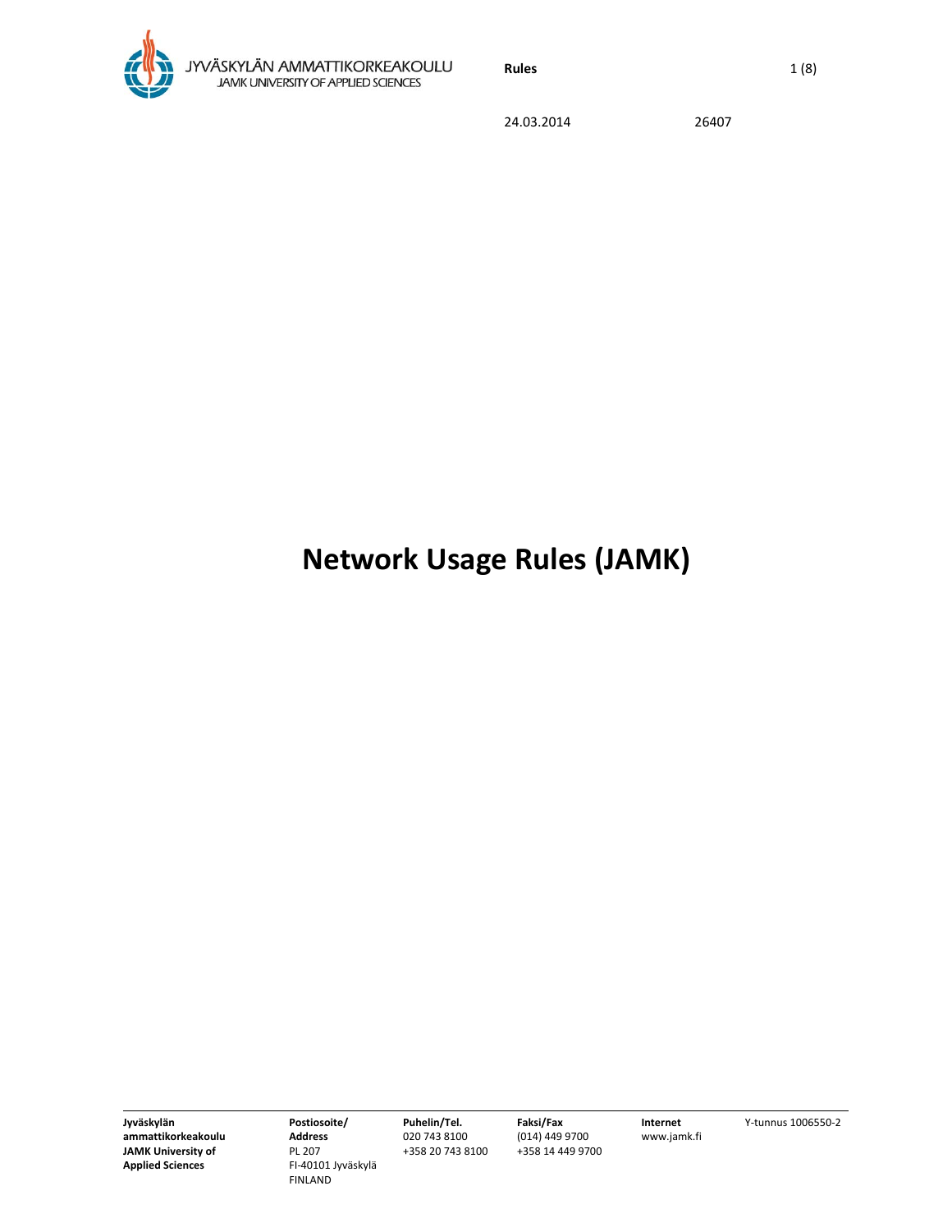24.03.2014 26407

# Network Usage Rules (JAMK)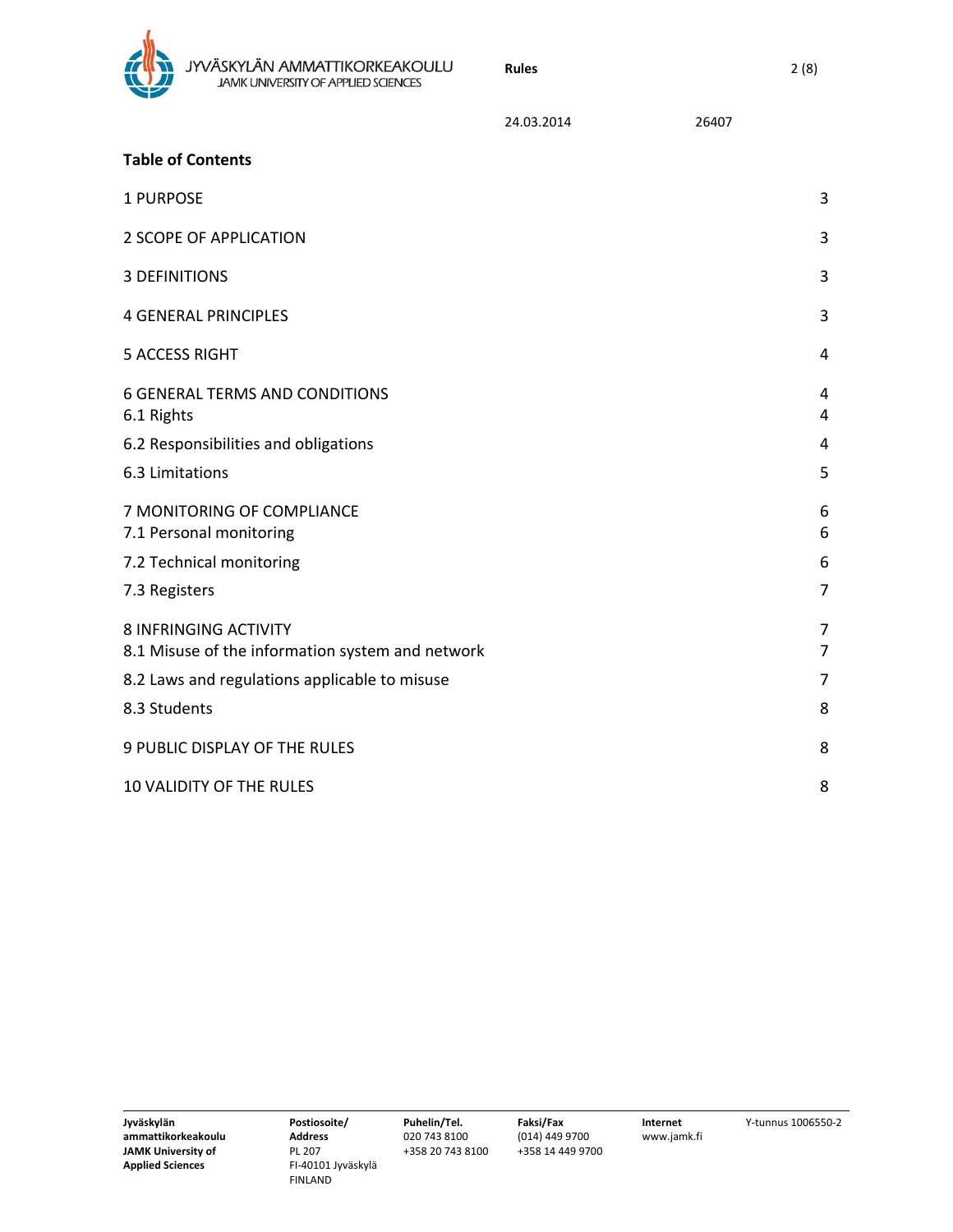## Table of Contents

| | |
|---|---|
| 1 PURPOSE | 3 |
| 2 SCOPE OF APPLICATION | 3 |
| 3 DEFINITIONS | 3 |
| 4 GENERAL PRINCIPLES | 3 |
| 5 ACCESS RIGHT | 4 |
| 6 GENERAL TERMS AND CONDITIONS | 4 |
| 6.1 Rights | 4 |
| 6.2 Responsibilities and obligations | 4 |
| 6.3 Limitations | 5 |
| 7 MONITORING OF COMPLIANCE | 6 |
| 7.1 Personal monitoring | 6 |
| 7.2 Technical monitoring | 6 |
| 7.3 Registers | 7 |
| 8 INFRINGING ACTIVITY | 7 |
| 8.1 Misuse of the information system and network | 7 |
| 8.2 Laws and regulations applicable to misuse | 7 |
| 8.3 Students | 8 |
| 9 PUBLIC DISPLAY OF THE RULES | 8 |
| 10 VALIDITY OF THE RULES | 8 |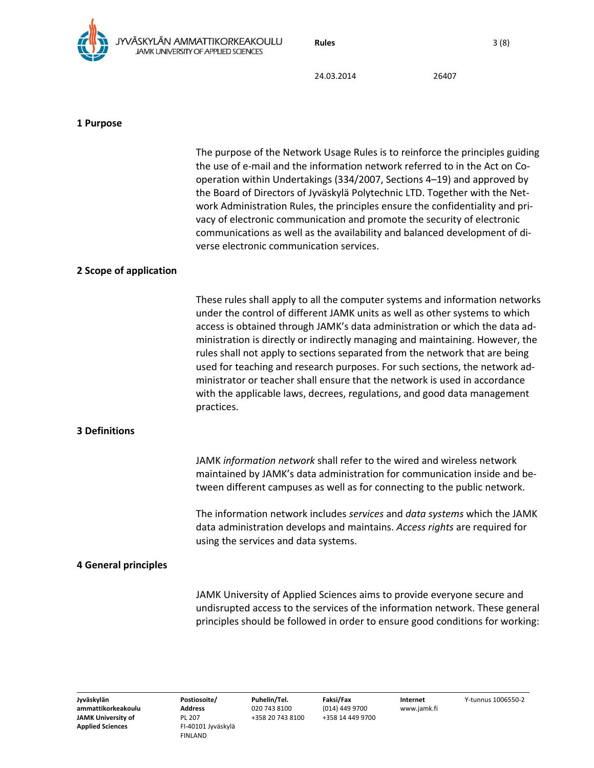## 1 Purpose

The purpose of the Network Usage Rules is to reinforce the principles guiding the use of e-mail and the information network referred to in the Act on Co-operation within Undertakings (334/2007, Sections 4–19) and approved by the Board of Directors of Jyväskylä Polytechnic LTD. Together with the Network Administration Rules, the principles ensure the confidentiality and privacy of electronic communication and promote the security of electronic communications as well as the availability and balanced development of diverse electronic communication services.

## 2 Scope of application

These rules shall apply to all the computer systems and information networks under the control of different JAMK units as well as other systems to which access is obtained through JAMK's data administration or which the data administration is directly or indirectly managing and maintaining. However, the rules shall not apply to sections separated from the network that are being used for teaching and research purposes. For such sections, the network administrator or teacher shall ensure that the network is used in accordance with the applicable laws, decrees, regulations, and good data management practices.

## 3 Definitions

JAMK *information network* shall refer to the wired and wireless network maintained by JAMK's data administration for communication inside and between different campuses as well as for connecting to the public network.

The information network includes *services* and *data systems* which the JAMK data administration develops and maintains. *Access rights* are required for using the services and data systems.

## 4 General principles

JAMK University of Applied Sciences aims to provide everyone secure and undisrupted access to the services of the information network. These general principles should be followed in order to ensure good conditions for working: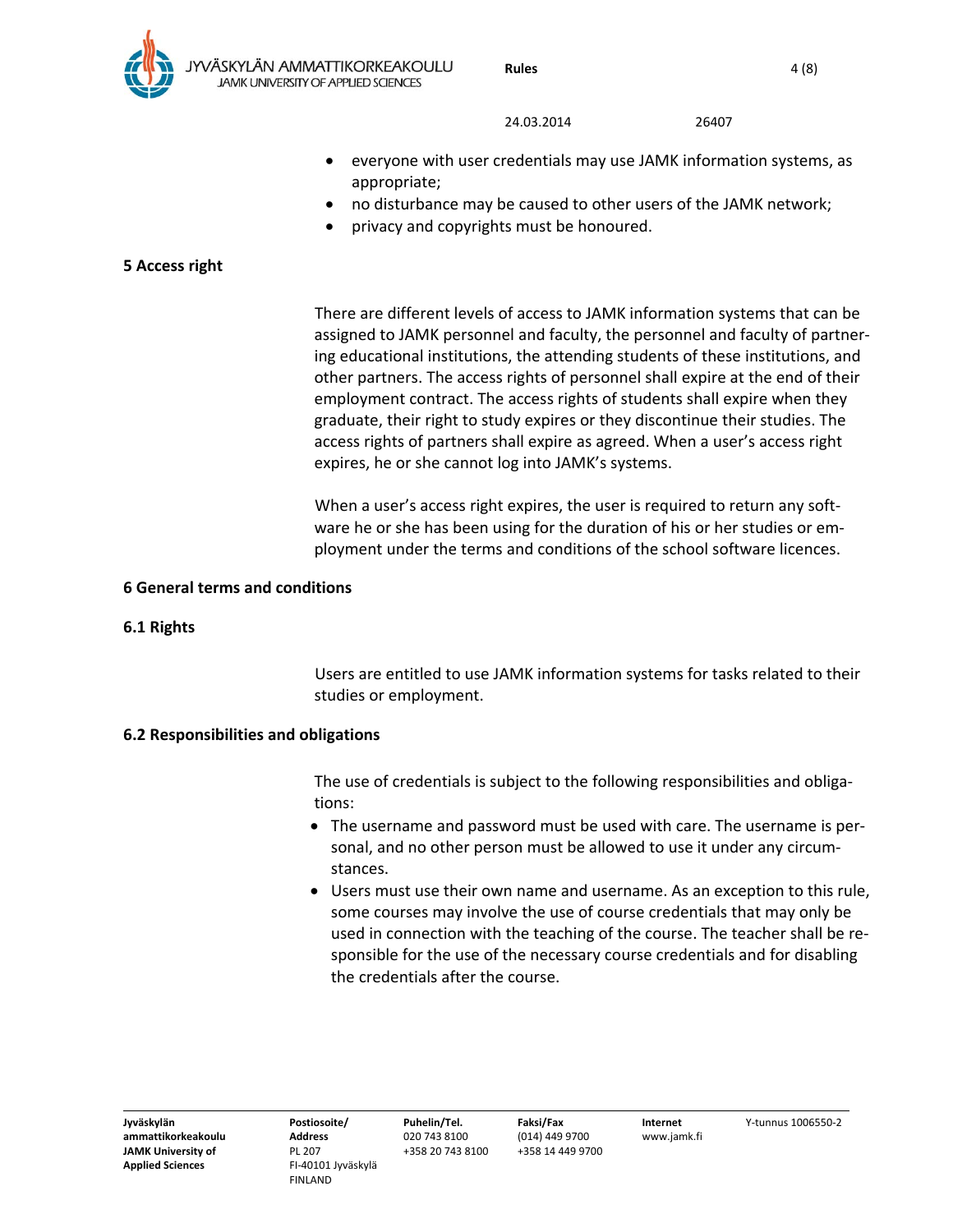- everyone with user credentials may use JAMK information systems, as appropriate;
- no disturbance may be caused to other users of the JAMK network;
- privacy and copyrights must be honoured.

## 5 Access right

There are different levels of access to JAMK information systems that can be assigned to JAMK personnel and faculty, the personnel and faculty of partnering educational institutions, the attending students of these institutions, and other partners. The access rights of personnel shall expire at the end of their employment contract. The access rights of students shall expire when they graduate, their right to study expires or they discontinue their studies. The access rights of partners shall expire as agreed. When a user's access right expires, he or she cannot log into JAMK's systems.

When a user's access right expires, the user is required to return any software he or she has been using for the duration of his or her studies or employment under the terms and conditions of the school software licences.

## 6 General terms and conditions

### 6.1 Rights

Users are entitled to use JAMK information systems for tasks related to their studies or employment.

### 6.2 Responsibilities and obligations

The use of credentials is subject to the following responsibilities and obligations:

- The username and password must be used with care. The username is personal, and no other person must be allowed to use it under any circumstances.
- Users must use their own name and username. As an exception to this rule, some courses may involve the use of course credentials that may only be used in connection with the teaching of the course. The teacher shall be responsible for the use of the necessary course credentials and for disabling the credentials after the course.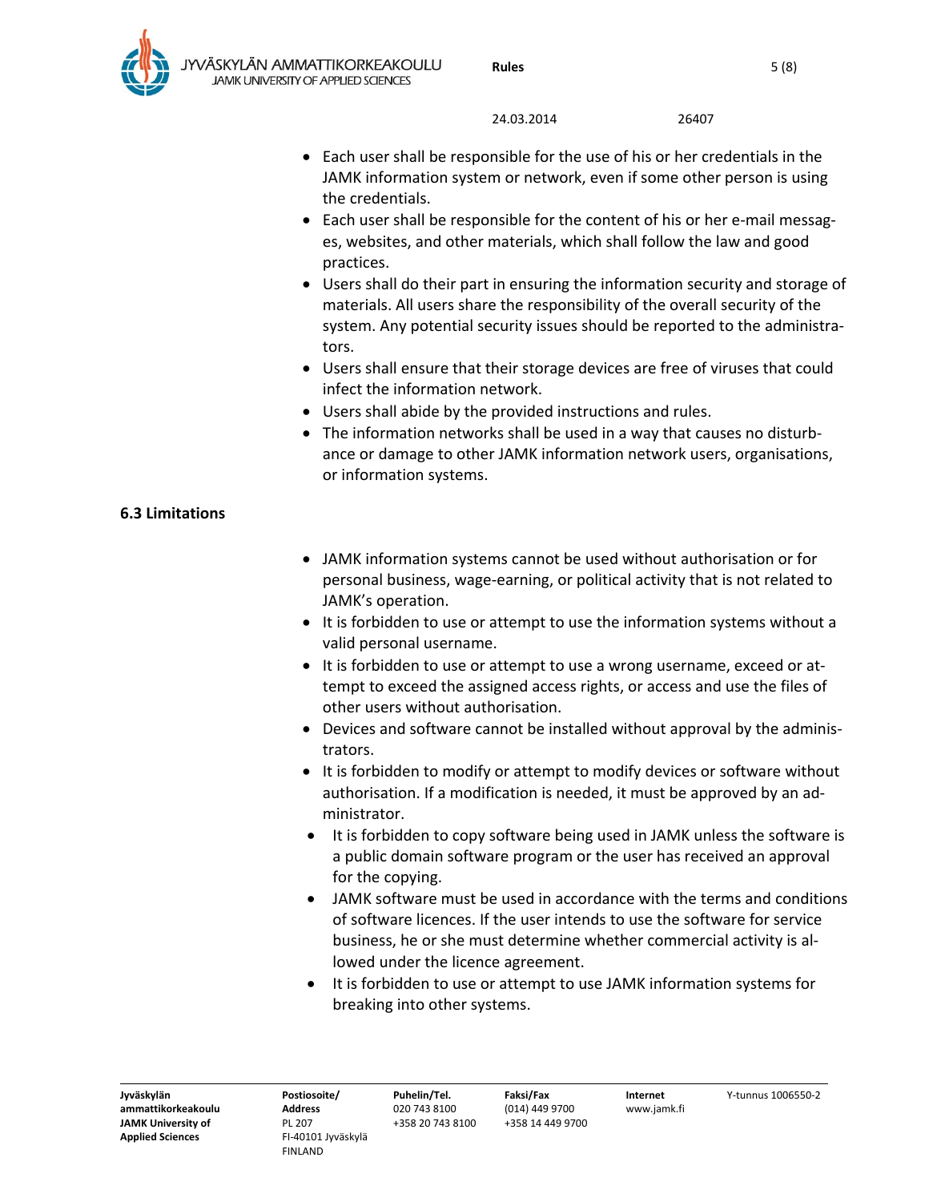- Each user shall be responsible for the use of his or her credentials in the JAMK information system or network, even if some other person is using the credentials.
- Each user shall be responsible for the content of his or her e-mail messages, websites, and other materials, which shall follow the law and good practices.
- Users shall do their part in ensuring the information security and storage of materials. All users share the responsibility of the overall security of the system. Any potential security issues should be reported to the administrators.
- Users shall ensure that their storage devices are free of viruses that could infect the information network.
- Users shall abide by the provided instructions and rules.
- The information networks shall be used in a way that causes no disturbance or damage to other JAMK information network users, organisations, or information systems.

### 6.3 Limitations

- JAMK information systems cannot be used without authorisation or for personal business, wage-earning, or political activity that is not related to JAMK's operation.
- It is forbidden to use or attempt to use the information systems without a valid personal username.
- It is forbidden to use or attempt to use a wrong username, exceed or attempt to exceed the assigned access rights, or access and use the files of other users without authorisation.
- Devices and software cannot be installed without approval by the administrators.
- It is forbidden to modify or attempt to modify devices or software without authorisation. If a modification is needed, it must be approved by an administrator.
- It is forbidden to copy software being used in JAMK unless the software is a public domain software program or the user has received an approval for the copying.
- JAMK software must be used in accordance with the terms and conditions of software licences. If the user intends to use the software for service business, he or she must determine whether commercial activity is allowed under the licence agreement.
- It is forbidden to use or attempt to use JAMK information systems for breaking into other systems.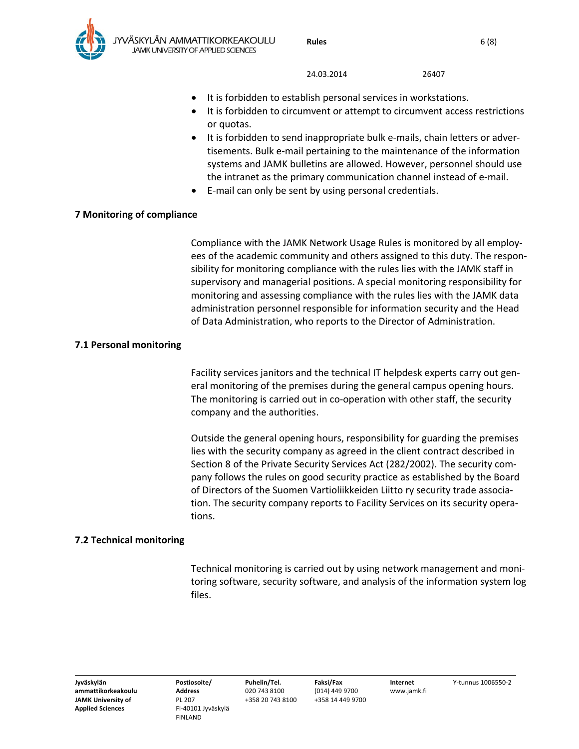- It is forbidden to establish personal services in workstations.
- It is forbidden to circumvent or attempt to circumvent access restrictions or quotas.
- It is forbidden to send inappropriate bulk e-mails, chain letters or advertisements. Bulk e-mail pertaining to the maintenance of the information systems and JAMK bulletins are allowed. However, personnel should use the intranet as the primary communication channel instead of e-mail.
- E-mail can only be sent by using personal credentials.

## 7 Monitoring of compliance

Compliance with the JAMK Network Usage Rules is monitored by all employees of the academic community and others assigned to this duty. The responsibility for monitoring compliance with the rules lies with the JAMK staff in supervisory and managerial positions. A special monitoring responsibility for monitoring and assessing compliance with the rules lies with the JAMK data administration personnel responsible for information security and the Head of Data Administration, who reports to the Director of Administration.

### 7.1 Personal monitoring

Facility services janitors and the technical IT helpdesk experts carry out general monitoring of the premises during the general campus opening hours. The monitoring is carried out in co-operation with other staff, the security company and the authorities.

Outside the general opening hours, responsibility for guarding the premises lies with the security company as agreed in the client contract described in Section 8 of the Private Security Services Act (282/2002). The security company follows the rules on good security practice as established by the Board of Directors of the Suomen Vartioliikkeiden Liitto ry security trade association. The security company reports to Facility Services on its security operations.

### 7.2 Technical monitoring

Technical monitoring is carried out by using network management and monitoring software, security software, and analysis of the information system log files.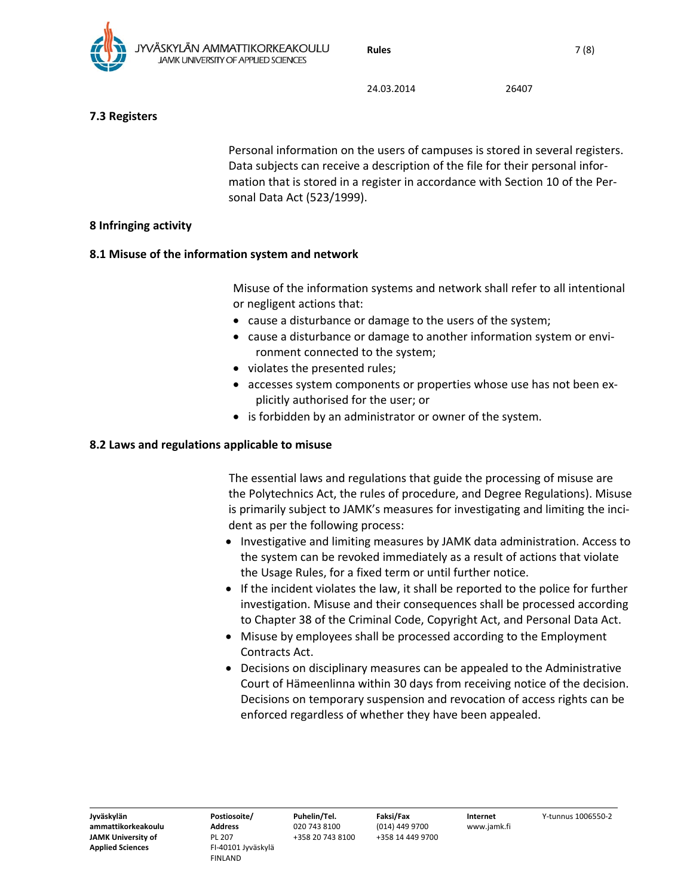### 7.3 Registers

Personal information on the users of campuses is stored in several registers. Data subjects can receive a description of the file for their personal information that is stored in a register in accordance with Section 10 of the Personal Data Act (523/1999).

## 8 Infringing activity

### 8.1 Misuse of the information system and network

Misuse of the information systems and network shall refer to all intentional or negligent actions that:

- cause a disturbance or damage to the users of the system;
- cause a disturbance or damage to another information system or environment connected to the system;
- violates the presented rules;
- accesses system components or properties whose use has not been explicitly authorised for the user; or
- is forbidden by an administrator or owner of the system.

### 8.2 Laws and regulations applicable to misuse

The essential laws and regulations that guide the processing of misuse are the Polytechnics Act, the rules of procedure, and Degree Regulations). Misuse is primarily subject to JAMK's measures for investigating and limiting the incident as per the following process:

- Investigative and limiting measures by JAMK data administration. Access to the system can be revoked immediately as a result of actions that violate the Usage Rules, for a fixed term or until further notice.
- If the incident violates the law, it shall be reported to the police for further investigation. Misuse and their consequences shall be processed according to Chapter 38 of the Criminal Code, Copyright Act, and Personal Data Act.
- Misuse by employees shall be processed according to the Employment Contracts Act.
- Decisions on disciplinary measures can be appealed to the Administrative Court of Hämeenlinna within 30 days from receiving notice of the decision. Decisions on temporary suspension and revocation of access rights can be enforced regardless of whether they have been appealed.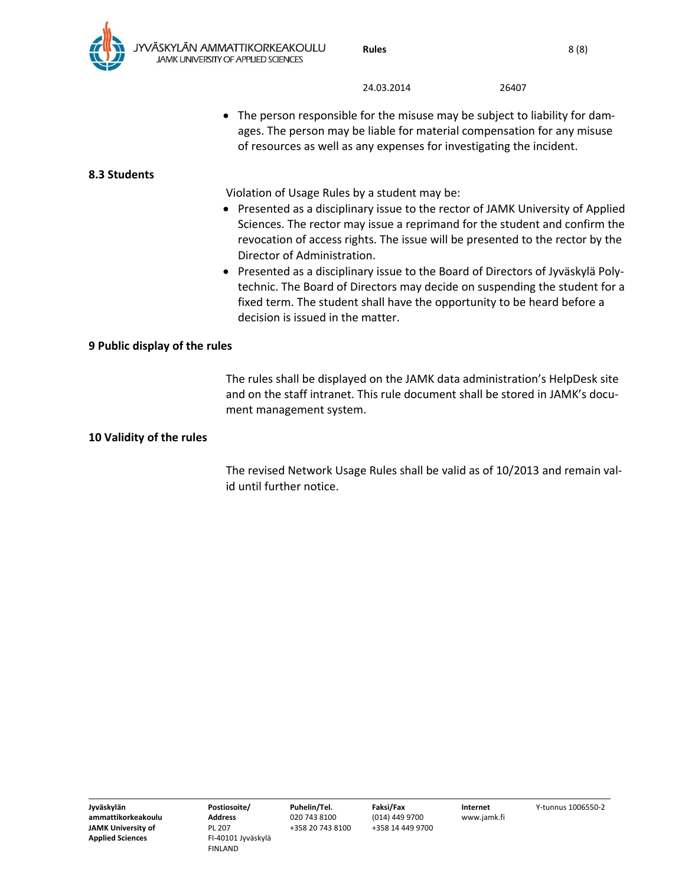- The person responsible for the misuse may be subject to liability for damages. The person may be liable for material compensation for any misuse of resources as well as any expenses for investigating the incident.

### 8.3 Students

Violation of Usage Rules by a student may be:

- Presented as a disciplinary issue to the rector of JAMK University of Applied Sciences. The rector may issue a reprimand for the student and confirm the revocation of access rights. The issue will be presented to the rector by the Director of Administration.
- Presented as a disciplinary issue to the Board of Directors of Jyväskylä Polytechnic. The Board of Directors may decide on suspending the student for a fixed term. The student shall have the opportunity to be heard before a decision is issued in the matter.

## 9 Public display of the rules

The rules shall be displayed on the JAMK data administration's HelpDesk site and on the staff intranet. This rule document shall be stored in JAMK's document management system.

## 10 Validity of the rules

The revised Network Usage Rules shall be valid as of 10/2013 and remain valid until further notice.